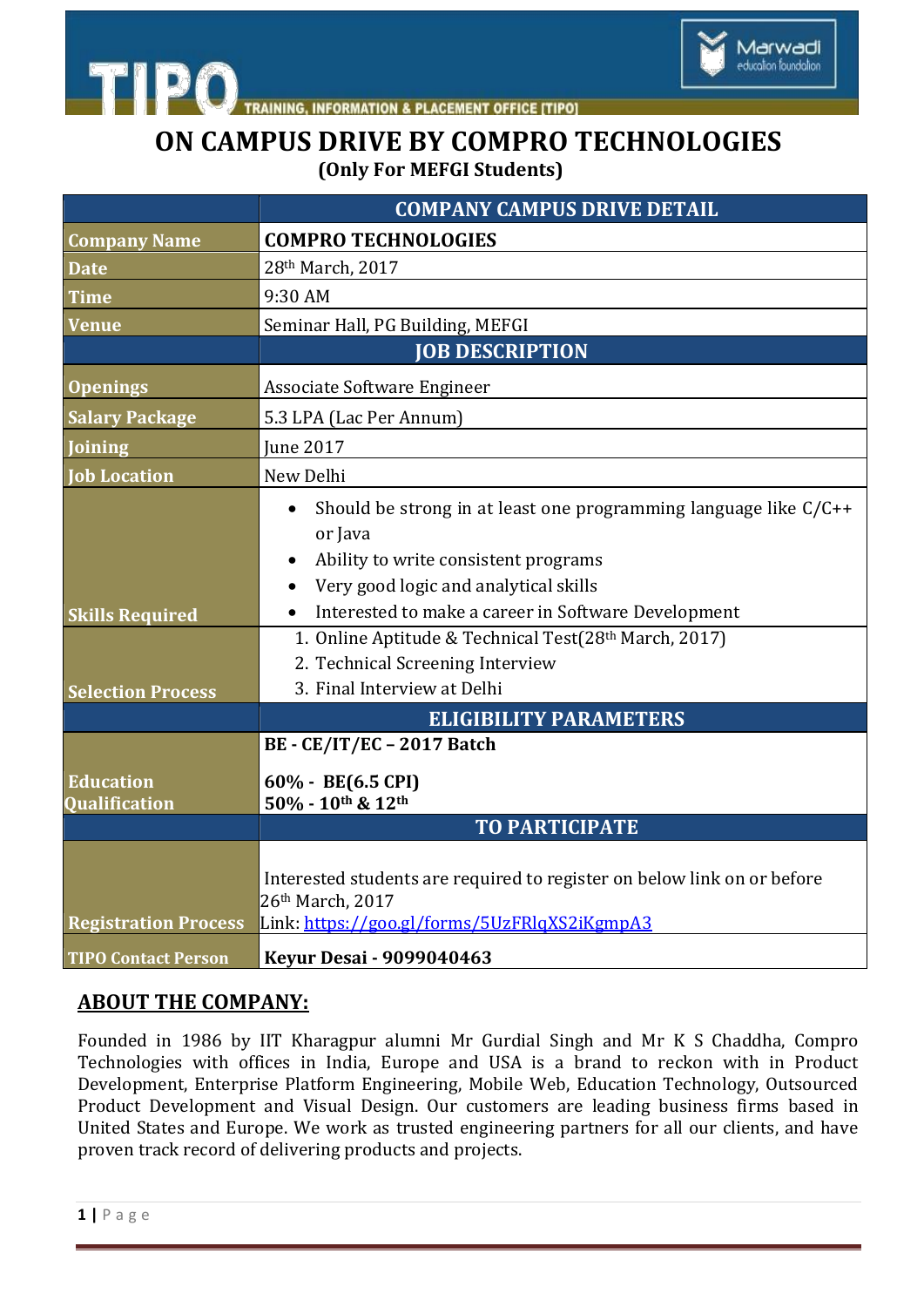TRAINING, INFORMATION & PLACEMENT OFFICE [TIPO]

# ON CAMPUS DRIVE BY COMPRO TECHNOLOGIES

### (Only For MEFGI Students)

| | COMPANY CAMPUS DRIVE DETAIL |
|---|---|
| Company Name | **COMPRO TECHNOLOGIES** |
| Date | 28th March, 2017 |
| Time | 9:30 AM |
| Venue | Seminar Hall, PG Building, MEFGI |
| | **JOB DESCRIPTION** |
| Openings | Associate Software Engineer |
| Salary Package | 5.3 LPA (Lac Per Annum) |
| Joining | June 2017 |
| Job Location | New Delhi |
| Skills Required | • Should be strong in at least one programming language like C/C++ or Java<br>• Ability to write consistent programs<br>• Very good logic and analytical skills<br>• Interested to make a career in Software Development |
| Selection Process | 1. Online Aptitude & Technical Test(28th March, 2017)<br>2. Technical Screening Interview<br>3. Final Interview at Delhi |
| | **ELIGIBILITY PARAMETERS** |
| Education Qualification | **BE - CE/IT/EC – 2017 Batch**<br><br>**60% - BE(6.5 CPI)**<br>**50% - 10th & 12th** |
| | **TO PARTICIPATE** |
| Registration Process | Interested students are required to register on below link on or before 26th March, 2017<br>Link: https://goo.gl/forms/5UzFRlqXS2iKgmpA3 |
| TIPO Contact Person | **Keyur Desai - 9099040463** |

## ABOUT THE COMPANY:

Founded in 1986 by IIT Kharagpur alumni Mr Gurdial Singh and Mr K S Chaddha, Compro Technologies with offices in India, Europe and USA is a brand to reckon with in Product Development, Enterprise Platform Engineering, Mobile Web, Education Technology, Outsourced Product Development and Visual Design. Our customers are leading business firms based in United States and Europe. We work as trusted engineering partners for all our clients, and have proven track record of delivering products and projects.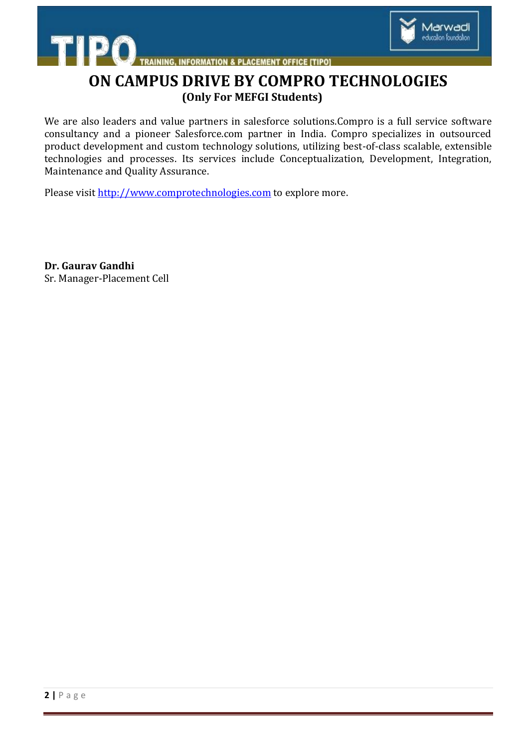# ON CAMPUS DRIVE BY COMPRO TECHNOLOGIES

**(Only For MEFGI Students)**

We are also leaders and value partners in salesforce solutions.Compro is a full service software consultancy and a pioneer Salesforce.com partner in India. Compro specializes in outsourced product development and custom technology solutions, utilizing best-of-class scalable, extensible technologies and processes. Its services include Conceptualization, Development, Integration, Maintenance and Quality Assurance.

Please visit http://www.comprotechnologies.com to explore more.

**Dr. Gaurav Gandhi**  
Sr. Manager-Placement Cell